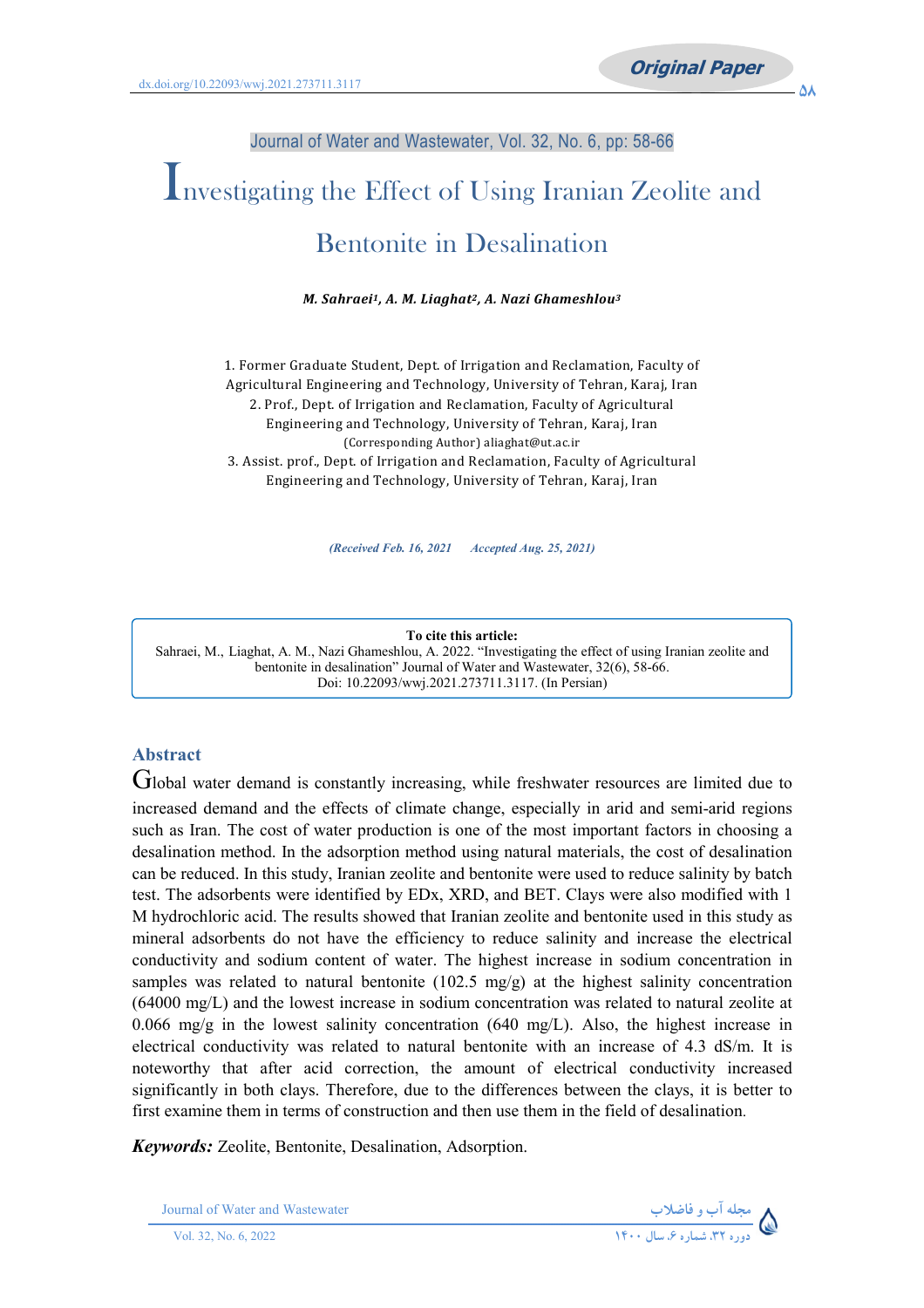dx.doi.org/10.22093/wwj.2021.273711.3117

**Original Paper**

# Investigating the Effect of Using Iranian Zeolite and Bentonite in Desalination

***M. Sahraei[1], A. M. Liaghat[2], A. Nazi Ghameshlou[3]***

1. Former Graduate Student, Dept. of Irrigation and Reclamation, Faculty of Agricultural Engineering and Technology, University of Tehran, Karaj, Iran
2. Prof., Dept. of Irrigation and Reclamation, Faculty of Agricultural Engineering and Technology, University of Tehran, Karaj, Iran
(Corresponding Author) aliaghat@ut.ac.ir
3. Assist. prof., Dept. of Irrigation and Reclamation, Faculty of Agricultural Engineering and Technology, University of Tehran, Karaj, Iran

*(Received Feb. 16, 2021 Accepted Aug. 25, 2021)*

**To cite this article:**
Sahraei, M., Liaghat, A. M., Nazi Ghameshlou, A. 2022. "Investigating the effect of using Iranian zeolite and bentonite in desalination" Journal of Water and Wastewater, 32(6), 58-66.
Doi: 10.22093/wwj.2021.273711.3117. (In Persian)

## Abstract

Global water demand is constantly increasing, while freshwater resources are limited due to increased demand and the effects of climate change, especially in arid and semi-arid regions such as Iran. The cost of water production is one of the most important factors in choosing a desalination method. In the adsorption method using natural materials, the cost of desalination can be reduced. In this study, Iranian zeolite and bentonite were used to reduce salinity by batch test. The adsorbents were identified by EDx, XRD, and BET. Clays were also modified with 1 M hydrochloric acid. The results showed that Iranian zeolite and bentonite used in this study as mineral adsorbents do not have the efficiency to reduce salinity and increase the electrical conductivity and sodium content of water. The highest increase in sodium concentration in samples was related to natural bentonite (102.5 mg/g) at the highest salinity concentration (64000 mg/L) and the lowest increase in sodium concentration was related to natural zeolite at 0.066 mg/g in the lowest salinity concentration (640 mg/L). Also, the highest increase in electrical conductivity was related to natural bentonite with an increase of 4.3 dS/m. It is noteworthy that after acid correction, the amount of electrical conductivity increased significantly in both clays. Therefore, due to the differences between the clays, it is better to first examine them in terms of construction and then use them in the field of desalination.

***Keywords:*** Zeolite, Bentonite, Desalination, Adsorption.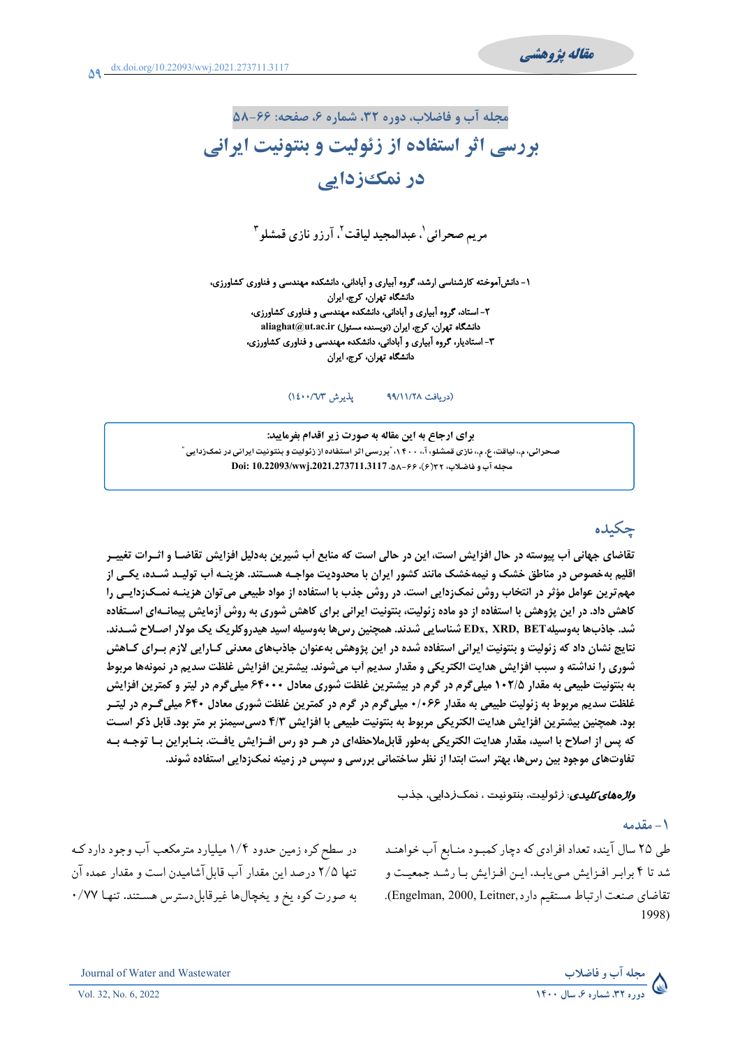مقاله پژوهشی

dx.doi.org/10.22093/wwj.2021.273711.3117

# بررسی اثر استفاده از زئولیت و بنتونیت ایرانی در نمک‌زدایی

مریم صحرائی[1]، عبدالمجید لیاقت[2]، آرزو نازی قمشلو[3]

۱- دانش‌آموخته کارشناسی ارشد، گروه آبیاری و آبادانی، دانشکده مهندسی و فناوری کشاورزی، دانشگاه تهران، کرج، ایران

۲- استاد، گروه آبیاری و آبادانی، دانشکده مهندسی و فناوری کشاورزی، دانشگاه تهران، کرج، ایران (نویسنده مسئول) aliaghat@ut.ac.ir

۳- استادیار، گروه آبیاری و آبادانی، دانشکده مهندسی و فناوری کشاورزی، دانشگاه تهران، کرج، ایران

(دریافت ۹۹/۱۱/۲۸ پذیرش ۱۴۰۰/۶/۳)

**برای ارجاع به این مقاله به صورت زیر اقدام بفرمایید:**

صحرائی، م.، لیاقت، ع. م.، نازی قمشلو، آ.، ۱۴۰۰، "بررسی اثر استفاده از زئولیت و بنتونیت ایرانی در نمک‌زدایی"
مجله آب و فاضلاب، ۳۲(۶)، ۶۶-۵۸. **Doi: 10.22093/wwj.2021.273711.3117**

## چکیده

**تقاضای جهانی آب پیوسته در حال افزایش است، این در حالی است که منابع آب شیرین به‌دلیل افزایش تقاضا و اثرات تغییر اقلیم به‌خصوص در مناطق خشک و نیمه‌خشک مانند کشور ایران با محدودیت مواجه هستند. هزینه آب تولید شده، یکی از مهم‌ترین عوامل مؤثر در انتخاب روش نمک‌زدایی است. در روش جذب با استفاده از مواد طبیعی می‌توان هزینه نمک‌زدایی را کاهش داد. در این پژوهش با استفاده از دو ماده زئولیت، بنتونیت ایرانی برای کاهش شوری به روش آزمایش پیمانه‌ای استفاده شد. جاذب‌ها به‌وسیله EDx, XRD, BET شناسایی شدند. همچنین رس‌ها به‌وسیله اسید هیدروکلریک یک مولار اصلاح شدند. نتایج نشان داد که زئولیت و بنتونیت ایرانی استفاده شده در این پژوهش به‌عنوان جاذب‌های معدنی کارایی لازم برای کاهش شوری را نداشته و سبب افزایش هدایت الکتریکی و مقدار سدیم آب می‌شوند. بیشترین افزایش غلظت سدیم در نمونه‌ها مربوط به بنتونیت طبیعی به مقدار ۱۰۲/۵ میلی‌گرم در گرم در بیشترین غلظت شوری معادل ۶۴۰۰۰ میلی‌گرم در لیتر و کمترین افزایش غلظت سدیم مربوط به زئولیت طبیعی به مقدار ۰/۰۶۶ میلی‌گرم در گرم در کمترین غلظت شوری معادل ۶۴۰ میلی‌گرم در لیتر بود. همچنین بیشترین افزایش هدایت الکتریکی مربوط به بنتونیت طبیعی با افزایش ۴/۳ دسی‌سیمنز بر متر بود. قابل ذکر است که پس از اصلاح با اسید، مقدار هدایت الکتریکی به‌طور قابل‌ملاحظه‌ای در هر دو رس افزایش یافت. بنابراین با توجه به تفاوت‌های موجود بین رس‌ها، بهتر است ابتدا از نظر ساختمانی بررسی و سپس در زمینه نمک‌زدایی استفاده شوند.**

***واژه‌های کلیدی***: زئولیت، بنتونیت، نمک‌زدایی، جذب

### ۱- مقدمه

طی ۲۵ سال آینده تعداد افرادی که دچار کمبود منابع آب خواهند شد تا ۴ برابر افزایش می‌یابد. این افزایش با رشد جمعیت و تقاضای صنعت ارتباط مستقیم دارد (Engelman, 2000, Leitner, 1998).

در سطح کره زمین حدود ۱/۴ میلیارد مترمکعب آب وجود دارد که تنها ۲/۵ درصد این مقدار آب قابل آشامیدن است و مقدار عمده آن به صورت کوه یخ و یخچال‌ها غیرقابل‌دسترس هستند. تنها ۰/۷۷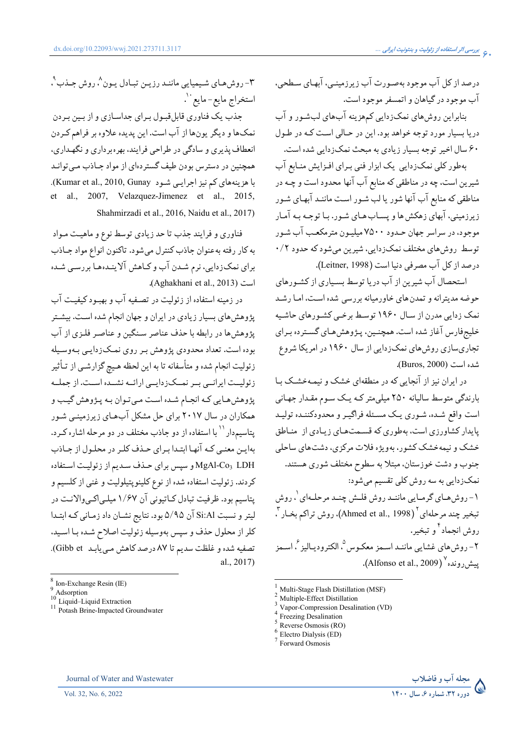درصد از کل آب موجود به‌صورت آب زیرزمینی، آبهای سطحی، آب موجود در گیاهان و اتمسفر موجود است.

بنابراین روش‌های نمک‌زدایی کم‌هزینه آبهای لب‌شور و آب دریا بسیار مورد توجه خواهد بود. این در حالی است که در طول ۶۰ سال اخیر توجه بسیار زیادی به مبحث نمک‌زدایی شده است.

به‌طور کلی نمک‌زدایی یک ابزار فنی برای افزایش منابع آب شیرین است، چه در مناطقی که منابع آب آنها محدود است و چه در مناطقی که منابع آب آنها شور یا لب شور است مانند آبهای شور زیرزمینی، آبهای زهکش ها و پساب‌های شور. با توجه به آمار موجود، در سراسر جهان حدود ۷۵۰۰ میلیون مترمکعب آب شور توسط روش‌های مختلف نمک‌زدایی، شیرین می‌شود که حدود ۰/۲ درصد از کل آب مصرفی دنیا است (Leitner, 1998).

استحصال آب شیرین از آب دریا توسط بسیاری از کشورهای حوضه مدیترانه و تمدن‌های خاورمیانه بررسی شده است، اما رشد نمک زدایی مدرن از سال ۱۹۶۰ توسط برخی کشورهای حاشیه خلیج‌فارس آغاز شده است. همچنین، پژوهش‌های گسترده برای تجاری‌سازی روش‌های نمک‌زدایی از سال ۱۹۶۰ در امریکا شروع شده است (Buros, 2000).

در ایران نیز از آنجایی که در منطقه‌ای خشک و نیمه‌خشک با بارندگی متوسط سالیانه ۲۵۰ میلی‌متر که یک سوم مقدار جهانی است واقع شده، شوری یک مسئله فراگیر و محدودکننده تولید پایدار کشاورزی است، به‌طوری که قسمت‌های زیادی از مناطق خشک و نیمه‌خشک کشور، به‌ویژه فلات مرکزی، دشت‌های ساحلی جنوب و دشت خوزستان، مبتلا به سطوح مختلف شوری هستند.

نمک‌زدایی به سه روش کلی تقسیم می‌شود:

۱- روش‌های گرمایی مانند روش فلش چند مرحله‌ای[1]، روش تبخیر چند مرحله‌ای[2] (Ahmed et al., 1998)، روش تراکم بخار[3]، روش انجماد[4] و تبخیر.

۲- روش‌های غشایی مانند اسمز معکوس[5]، الکترودیالیز[6]، اسمز پیش‌رونده[7] (Alfonso et al., 2009).

۳- روش‌های شیمیایی مانند رزین تبادل یون[8]، روش جذب[9]، استخراج مایع- مایع[10].

جذب یک فناوری قابل‌قبول برای جداسازی و از بین بردن نمک‌ها و دیگر یون‌ها از آب است. این پدیده علاوه بر فراهم کردن انعطاف‌پذیری و سادگی در طراحی فرایند، بهره‌برداری و نگهداری، همچنین در دسترس بودن طیف گسترده‌ای از مواد جاذب می‌تواند با هزینه‌های کم نیز اجرایی شود (Kumar et al., 2010, Gunay et al., 2007, Velazquez-Jimenez et al., 2015, Shahmirzadi et al., 2016, Naidu et al., 2017).

فناوری و فرایند جذب تا حد زیادی توسط نوع و ماهیت مواد به کار رفته به‌عنوان جاذب کنترل می‌شود. تاکنون انواع مواد جاذب برای نمک‌زدایی، نرم شدن آب و کاهش آلاینده‌ها بررسی شده است (Aghakhani et al., 2013).

در زمینه استفاده از زئولیت در تصفیه آب و بهبود کیفیت آب پژوهش‌های بسیار زیادی در ایران و جهان انجام شده است. بیشتر پژوهش‌ها در رابطه با حذف عناصر سنگین و عناصر فلزی از آب بوده است. تعداد محدودی پژوهش بر روی نمک‌زدایی به‌وسیله زئولیت انجام شده و متأسفانه تا به این لحظه هیچ گزارشی از تأثیر زئولیت ایرانی بر نمک‌زدایی ارائه نشده است. از جمله پژوهش‌هایی که انجام شده است می‌توان به پژوهش گیب و همکاران در سال ۲۰۱۷ برای حل مشکل آب‌های زیرزمینی شور پتاسیم‌دار[11] با استفاده از دو جاذب مختلف در دو مرحله اشاره کرد. به‌این معنی که آنها ابتدا برای حذف کلر در محلول از جاذب MgAl-$Co_3$ LDH و سپس برای حذف سدیم از زئولیت استفاده کردند. زئولیت استفاده شده از نوع کلینوپتیلولیت و غنی از کلسیم و پتاسیم بود. ظرفیت تبادل کاتیونی آن ۱/۶۷ میلی‌اکی‌والانت در لیتر و نسبت Si:Al آن ۵/۹۵ بود. نتایج نشان داد زمانی که ابتدا کلر از محلول حذف و سپس به‌وسیله زئولیت اصلاح شده با اسید، تصفیه شده و غلظت سدیم تا ۸۷ درصد کاهش می‌یابد (Gibb et al., 2017).

---

[1] Multi-Stage Flash Distillation (MSF)
[2] Multiple-Effect Distillation
[3] Vapor-Compression Desalination (VD)
[4] Freezing Desalination
[5] Reverse Osmosis (RO)
[6] Electro Dialysis (ED)
[7] Forward Osmosis
[8] Ion-Exchange Resin (IE)
[9] Adsorption
[10] Liquid–Liquid Extraction
[11] Potash Brine-Impacted Groundwater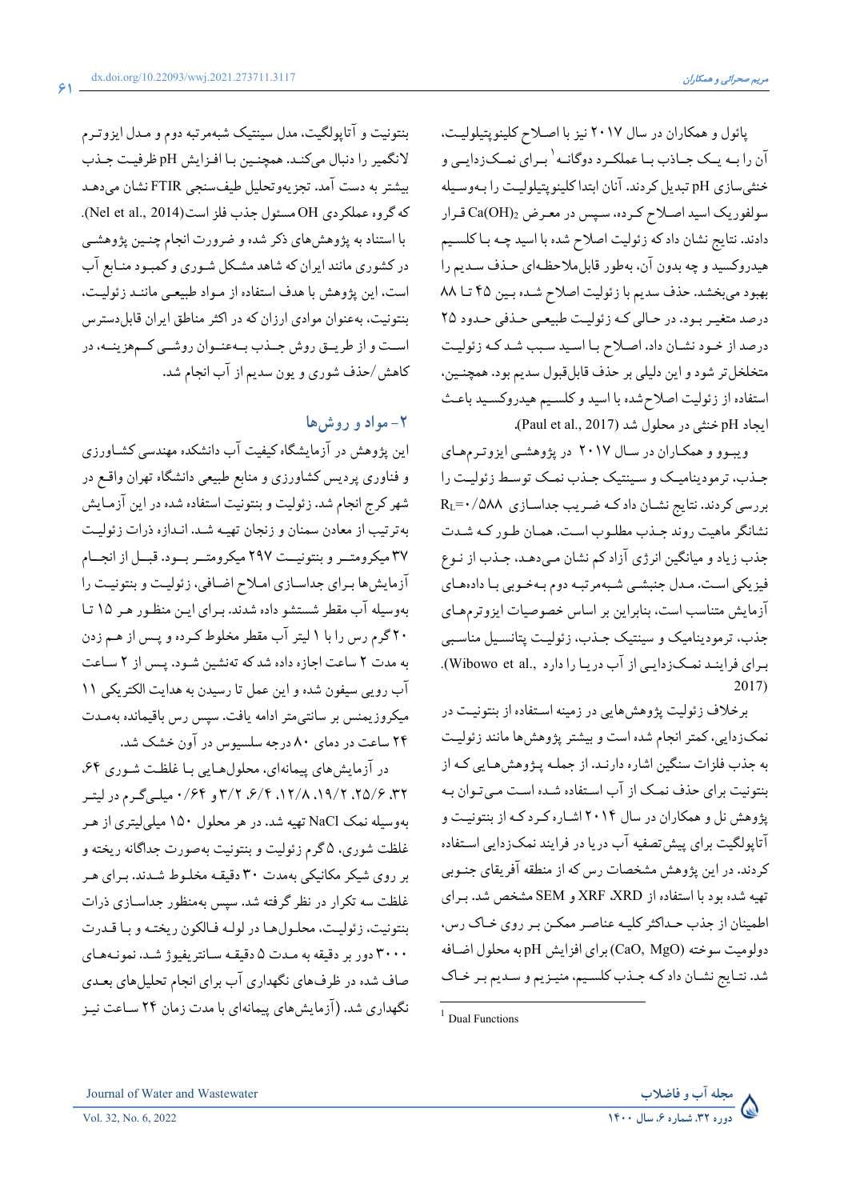پائول و همکاران در سال ۲۰۱۷ نیز با اصلاح کلینوپتیلولیت، آن را به یک جاذب با عملکرد دوگانه[1] برای نمک‌زدایی و خنثی‌سازی pH تبدیل کردند. آنان ابتدا کلینوپتیلولیت را به‌وسیله سولفوریک اسید اصلاح کرده، سپس در معرض $Ca(OH)_2$ قرار دادند. نتایج نشان داد که زئولیت اصلاح شده با اسید چه با کلسیم هیدروکسید و چه بدون آن، به‌طور قابل‌ملاحظه‌ای حذف سدیم را بهبود می‌بخشد. حذف سدیم با زئولیت اصلاح شده بین ۴۵ تا ۸۸ درصد متغیر بود. در حالی که زئولیت طبیعی حذفی حدود ۲۵ درصد از خود نشان داد. اصلاح با اسید سبب شد که زئولیت متخلخل‌تر شود و این دلیلی بر حذف قابل‌قبول سدیم بود. همچنین، استفاده از زئولیت اصلاح‌شده با اسید و کلسیم هیدروکسید باعث ایجاد pH خنثی در محلول شد (Paul et al., 2017).

ویبوو و همکاران در سال ۲۰۱۷ در پژوهشی ایزوترم‌های جذب، ترمودینامیک و سینتیک جذب نمک توسط زئولیت را بررسی کردند. نتایج نشان داد که ضریب جداسازی $R_L$=۰/۵۸۸ نشانگر ماهیت روند جذب مطلوب است. همان طور که شدت جذب زیاد و میانگین انرژی آزاد کم نشان می‌دهد، جذب از نوع فیزیکی است. مدل جنبشی شبه‌مرتبه دوم به‌خوبی با داده‌های آزمایش متناسب است، بنابراین بر اساس خصوصیات ایزوترم‌های جذب، ترمودینامیک و سینتیک جذب، زئولیت پتانسیل مناسبی برای فرایند نمک‌زدایی از آب دریا را دارد (Wibowo et al., 2017).

برخلاف زئولیت پژوهش‌هایی در زمینه استفاده از بنتونیت در نمک‌زدایی، کمتر انجام شده است و بیشتر پژوهش‌ها مانند زئولیت به جذب فلزات سنگین اشاره دارند. از جمله پژوهش‌هایی که از بنتونیت برای حذف نمک از آب استفاده شده است می‌توان به پژوهش نل و همکاران در سال ۲۰۱۴ اشاره کرد که از بنتونیت و آتاپولگیت برای پیش‌تصفیه آب دریا در فرایند نمک‌زدایی استفاده کردند. در این پژوهش مشخصات رس که از منطقه آفریقای جنوبی تهیه شده بود با استفاده از XRD، XRF و SEM مشخص شد. برای اطمینان از جذب حداکثر کلیه عناصر ممکن بر روی خاک رس، دولومیت سوخته (CaO, MgO) برای افزایش pH به محلول اضافه شد. نتایج نشان داد که جذب کلسیم، منیزیم و سدیم بر خاک بنتونیت و آتاپولگیت، مدل سینتیک شبه‌مرتبه دوم و مدل ایزوترم لانگمیر را دنبال می‌کند. همچنین با افزایش pH ظرفیت جذب بیشتر به دست آمد. تجزیه‌وتحلیل طیف‌سنجی FTIR نشان می‌دهد که گروه عملکردی OH مسئول جذب فلز است(Nel et al., 2014).

با استناد به پژوهش‌های ذکر شده و ضرورت انجام چنین پژوهشی در کشوری مانند ایران که شاهد مشکل شوری و کمبود منابع آب است، این پژوهش با هدف استفاده از مواد طبیعی مانند زئولیت، بنتونیت، به‌عنوان موادی ارزان که در اکثر مناطق ایران قابل‌دسترس است و از طریق روش جذب به‌عنوان روشی کم‌هزینه، در کاهش/حذف شوری و یون سدیم از آب انجام شد.

## ۲- مواد و روش‌ها

این پژوهش در آزمایشگاه کیفیت آب دانشکده مهندسی کشاورزی و فناوری پردیس کشاورزی و منابع طبیعی دانشگاه تهران واقع در شهر کرج انجام شد. زئولیت و بنتونیت استفاده شده در این آزمایش به‌ترتیب از معادن سمنان و زنجان تهیه شد. اندازه ذرات زئولیت ۳۷ میکرومتر و بنتونیت ۲۹۷ میکرومتر بود. قبل از انجام آزمایش‌ها برای جداسازی املاح اضافی، زئولیت و بنتونیت را به‌وسیله آب مقطر شستشو داده شدند. برای این منظور هر ۱۵ تا ۲۰ گرم رس را با ۱ لیتر آب مقطر مخلوط کرده و پس از هم زدن به مدت ۲ ساعت اجازه داده شد که ته‌نشین شود. پس از ۲ ساعت آب رویی سیفون شده و این عمل تا رسیدن به هدایت الکتریکی ۱۱ میکروزیمنس بر سانتی‌متر ادامه یافت. سپس رس باقیمانده به‌مدت ۲۴ ساعت در دمای ۸۰ درجه سلسیوس در آون خشک شد.

در آزمایش‌های پیمانه‌ای، محلول‌هایی با غلظت شوری ۶۴، ۳۲، ۲۵/۶، ۱۹/۲، ۱۲/۸، ۶/۴، ۳/۲ و ۰/۶۴ میلی‌گرم در لیتر به‌وسیله نمک NaCl تهیه شد. در هر محلول ۱۵۰ میلی‌لیتری از هر غلظت شوری، ۵ گرم زئولیت و بنتونیت به‌صورت جداگانه ریخته و بر روی شیکر مکانیکی به‌مدت ۳۰ دقیقه مخلوط شدند. برای هر غلظت سه تکرار در نظر گرفته شد. سپس به‌منظور جداسازی ذرات بنتونیت، زئولیت، محلول‌ها در لوله فالکون ریخته و با قدرت ۳۰۰۰ دور بر دقیقه به مدت ۵ دقیقه سانتریفیوژ شد. نمونه‌های صاف شده در ظرف‌های نگهداری آب برای انجام تحلیل‌های بعدی نگهداری شد. (آزمایش‌های پیمانه‌ای با مدت زمان ۲۴ ساعت نیز

---

[1] Dual Functions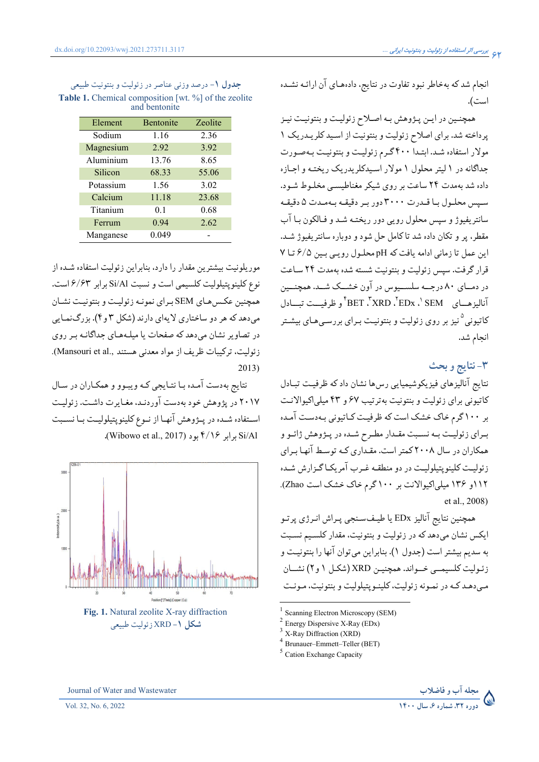انجام شد که به‌خاطر نبود تفاوت در نتایج، داده‌های آن ارائه نشده است).

همچنین در این پژوهش به اصلاح زئولیت و بنتونیت نیز پرداخته شد. برای اصلاح زئولیت و بنتونیت از اسید کلریدریک ۱ مولار استفاده شد. ابتدا ۴۰۰ گرم زئولیت و بنتونیت به‌صورت جداگانه در ۱ لیتر محلول ۱ مولار اسیدکلریدریک ریخته و اجازه داده شد به‌مدت ۲۴ ساعت بر روی شیکر مغناطیسی مخلوط شود. سپس محلول با قدرت ۳۰۰۰ دور بر دقیقه به‌مدت ۵ دقیقه سانتریفیوژ و سپس محلول رویی دور ریخته شد و فالکون با آب مقطر، پر و تکان داده شد تا کامل حل شود و دوباره سانتریفیوژ شد. این عمل تا زمانی ادامه یافت که pH محلول رویی بین ۶/۵ تا ۷ قرار گرفت. سپس زئولیت و بنتونیت شسته شده به‌مدت ۲۴ ساعت در دمای ۸۰ درجه سلسیوس در آون خشک شد. همچنین آنالیزهای SEM [1]، EDx [2]، XRD [3]، BET [4] و ظرفیت تبادل کاتیونی [5] نیز بر روی زئولیت و بنتونیت برای بررسی‌های بیشتر انجام شد.

## ۳- نتایج و بحث

نتایج آنالیزهای فیزیکوشیمیایی رس‌ها نشان داد که ظرفیت تبادل کاتیونی برای زئولیت و بنتونیت به‌ترتیب ۶۷ و ۴۳ میلی‌اکیوالانت بر ۱۰۰ گرم خاک خشک است که ظرفیت کاتیونی به‌دست آمده برای زئولیت به نسبت مقدار مطرح شده در پژوهش ژائو و همکاران در سال ۲۰۰۸ کمتر است. مقداری که توسط آنها برای زئولیت کلینوپتیلولیت در دو منطقه غرب آمریکا گزارش شده ۱۱۲ و ۱۳۶ میلی‌اکیوالانت بر ۱۰۰ گرم خاک خشک است (Zhao et al., 2008)

همچنین نتایج آنالیز EDx یا طیف‌سنجی پراش انرژی پرتو ایکس نشان می‌دهد که در زئولیت و بنتونیت، مقدار کلسیم نسبت به سدیم بیشتر است (جدول ۱). بنابراین می‌توان آنها را بنتونیت و زئولیت کلسیمی خواند. همچنین XRD (شکل ۱ و ۲) نشان می‌دهد که در نمونه زئولیت، کلینوپتیلولیت و بنتونیت، مونت موریلونیت بیشترین مقدار را دارد، بنابراین زئولیت استفاده شده از نوع کلینوپتیلولیت کلسیمی است و نسبت Si/Al برابر ۶/۶۳ است. همچنین عکس‌های SEM برای نمونه زئولیت و بنتونیت نشان می‌دهد که هر دو ساختاری لایه‌ای دارند (شکل ۳ و ۴). بزرگ‌نمایی در تصاویر نشان می‌دهد که صفحات یا میله‌های جداگانه بر روی زئولیت، ترکیبات ظریف از مواد معدنی هستند (Mansouri et al., 2013)

نتایج به‌دست آمده با نتایجی که ویبوو و همکاران در سال ۲۰۱۷ در پژوهش خود به‌دست آوردند، مغایرت داشت. زئولیت استفاده شده در پژوهش آنها از نوع کلینوپتیلولیت با نسبت Si/Al برابر ۴/۱۶ بود (Wibowo et al., 2017).

جدول ۱- درصد وزنی عناصر در زئولیت و بنتونیت طبیعی
**Table 1.** Chemical composition [wt. %] of the zeolite and bentonite

| Element | Bentonite | Zeolite |
| --- | --- | --- |
| Sodium | 1.16 | 2.36 |
| Magnesium | 2.92 | 3.92 |
| Aluminium | 13.76 | 8.65 |
| Silicon | 68.33 | 55.06 |
| Potassium | 1.56 | 3.02 |
| Calcium | 11.18 | 23.68 |
| Titanium | 0.1 | 0.68 |
| Ferrum | 0.94 | 2.62 |
| Manganese | 0.049 | - |

**Fig. 1.** Natural zeolite X-ray diffraction
شکل ۱- XRD زئولیت طبیعی

---
[1] Scanning Electron Microscopy (SEM)
[2] Energy Dispersive X-Ray (EDx)
[3] X-Ray Diffraction (XRD)
[4] Brunauer–Emmett–Teller (BET)
[5] Cation Exchange Capacity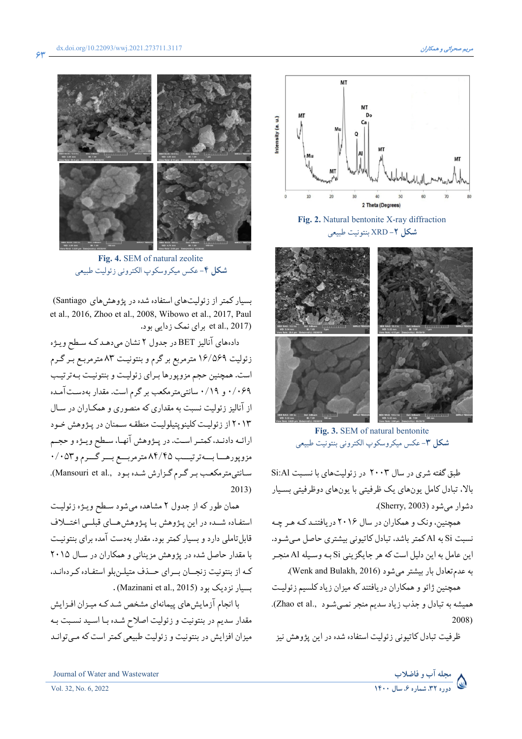Fig. 2. Natural bentonite X-ray diffraction

**شکل ۲**- XRD بنتونیت طبیعی

Fig. 3. SEM of natural bentonite

**شکل ۳**- عکس میکروسکوپ الکترونی بنتونیت طبیعی

طبق گفته شری در سال ۲۰۰۳ در زئولیت‌های با نسبت Si:Al بالا، تبادل کامل یون‌های یک ظرفیتی با یون‌های دوظرفیتی بسیار دشوار می‌شود (Sherry, 2003).

همچنین، ونک و همکاران در سال ۲۰۱۶ دریافتند که هر چه نسبت Si به Al کمتر باشد، تبادل کاتیونی بیشتری حاصل می‌شود. این عامل به این دلیل است که هر جایگزینی Si به وسیله Al منجر به عدم‌تعادل بار بیشتر می‌شود (Wenk and Bulakh, 2016).

همچنین ژائو و همکاران دریافتند که میزان زیاد کلسیم زئولیت همیشه به تبادل و جذب زیاد سدیم منجر نمی‌شود (Zhao et al., 2008).

ظرفیت تبادل کاتیونی زئولیت استفاده شده در این پژوهش نیز

Fig. 4. SEM of natural zeolite

**شکل ۴**- عکس میکروسکوپ الکترونی زئولیت طبیعی

بسیار کمتر از زئولیت‌های استفاده شده در پژوهش‌های (Santiago et al., 2016, Zhoo et al., 2008, Wibowo et al., 2017, Paul et al., 2017) برای نمک زدایی بود.

داده‌های آنالیز BET در جدول ۲ نشان می‌دهد که سطح ویژه زئولیت ۱۶/۵۶۹ مترمربع بر گرم و بنتونیت ۸۳ مترمربع بر گرم است. همچنین حجم مزوپورها برای زئولیت و بنتونیت به‌ترتیب ۰/۰۶۹ و ۰/۱۹ سانتی‌مترمکعب بر گرم است. مقدار به‌دست‌آمده از آنالیز زئولیت نسبت به مقداری که منصوری و همکاران در سال ۲۰۱۳ از زئولیت کلینوپتیلولیت منطقه سمنان در پژوهش خود ارائه دادند، کمتر است. در پژوهش آنها، سطح ویژه و حجم مزوپورها به‌ترتیب ۸۴/۴۵ مترمربع بر گرم و ۰/۰۵۳ سانتی‌مترمکعب بر گرم گزارش شده بود (Mansouri et al., 2013).

همان طور که از جدول ۲ مشاهده می‌شود سطح ویژه زئولیت استفاده شده در این پژوهش با پژوهش‌های قبلی اختلاف قابل‌تاملی دارد و بسیار کمتر بود. مقدار به‌دست آمده برای بنتونیت با مقدار حاصل شده در پژوهش مزینانی و همکاران در سال ۲۰۱۵ که از بنتونیت زنجان برای حذف متیلن‌بلو استفاده کرده‌اند، بسیار نزدیک بود (Mazinani et al., 2015).

با انجام آزمایش‌های پیمانه‌ای مشخص شد که میزان افزایش مقدار سدیم در بنتونیت و زئولیت اصلاح شده با اسید نسبت به میزان افزایش در بنتونیت و زئولیت طبیعی کمتر است که می‌تواند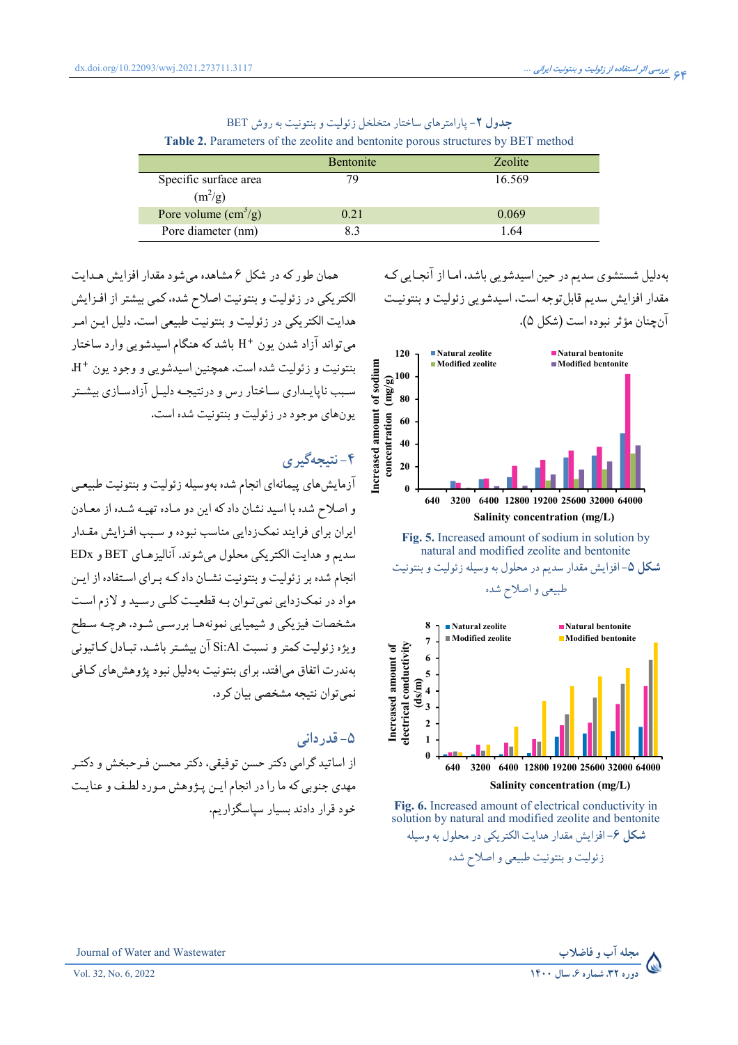جدول ۲- پارامترهای ساختار متخلخل زئولیت و بنتونیت به روش BET

**Table 2.** Parameters of the zeolite and bentonite porous structures by BET method

| | Bentonite | Zeolite |
|---|---|---|
| Specific surface area ($m^2$/g) | 79 | 16.569 |
| Pore volume ($cm^3$/g) | 0.21 | 0.069 |
| Pore diameter (nm) | 8.3 | 1.64 |

به‌دلیل شستشوی سدیم در حین اسیدشویی باشد، اما از آنجایی که مقدار افزایش سدیم قابل‌توجه است، اسیدشویی زئولیت و بنتونیت آن‌چنان مؤثر نبوده است (شکل ۵).

**Fig. 5.** Increased amount of sodium in solution by natural and modified zeolite and bentonite

شکل ۵- افزایش مقدار سدیم در محلول به وسیله زئولیت و بنتونیت طبیعی و اصلاح شده

**Fig. 6.** Increased amount of electrical conductivity in solution by natural and modified zeolite and bentonite

شکل ۶- افزایش مقدار هدایت الکتریکی در محلول به وسیله زئولیت و بنتونیت طبیعی و اصلاح شده

همان طور که در شکل ۶ مشاهده می‌شود مقدار افزایش هدایت الکتریکی در زئولیت و بنتونیت اصلاح شده، کمی بیشتر از افزایش هدایت الکتریکی در زئولیت و بنتونیت طبیعی است. دلیل این امر می‌تواند آزاد شدن یون $H^+$ باشد که هنگام اسیدشویی وارد ساختار بنتونیت و زئولیت شده است. همچنین اسیدشویی و وجود یون $H^+$، سبب ناپایداری ساختار رس و درنتیجه دلیل آزادسازی بیشتر یون‌های موجود در زئولیت و بنتونیت شده است.

## ۴- نتیجه‌گیری

آزمایش‌های پیمانه‌ای انجام شده به‌وسیله زئولیت و بنتونیت طبیعی و اصلاح شده با اسید نشان داد که این دو ماده تهیه شده از معادن ایران برای فرایند نمک‌زدایی مناسب نبوده و سبب افزایش مقدار سدیم و هدایت الکتریکی محلول می‌شوند. آنالیزهای BET و EDx انجام شده بر زئولیت و بنتونیت نشان داد که برای استفاده از این مواد در نمک‌زدایی نمی‌توان به قطعیت کلی رسید و لازم است مشخصات فیزیکی و شیمیایی نمونه‌ها بررسی شود. هرچه سطح ویژه زئولیت کمتر و نسبت Si:Al آن بیشتر باشد، تبادل کاتیونی به‌ندرت اتفاق می‌افتد. برای بنتونیت به‌دلیل نبود پژوهش‌های کافی نمی‌توان نتیجه مشخصی بیان کرد.

## ۵- قدردانی

از اساتید گرامی دکتر حسن توفیقی، دکتر محسن فرحبخش و دکتر مهدی جنوبی که ما را در انجام این پژوهش مورد لطف و عنایت خود قرار دادند بسیار سپاسگزاریم.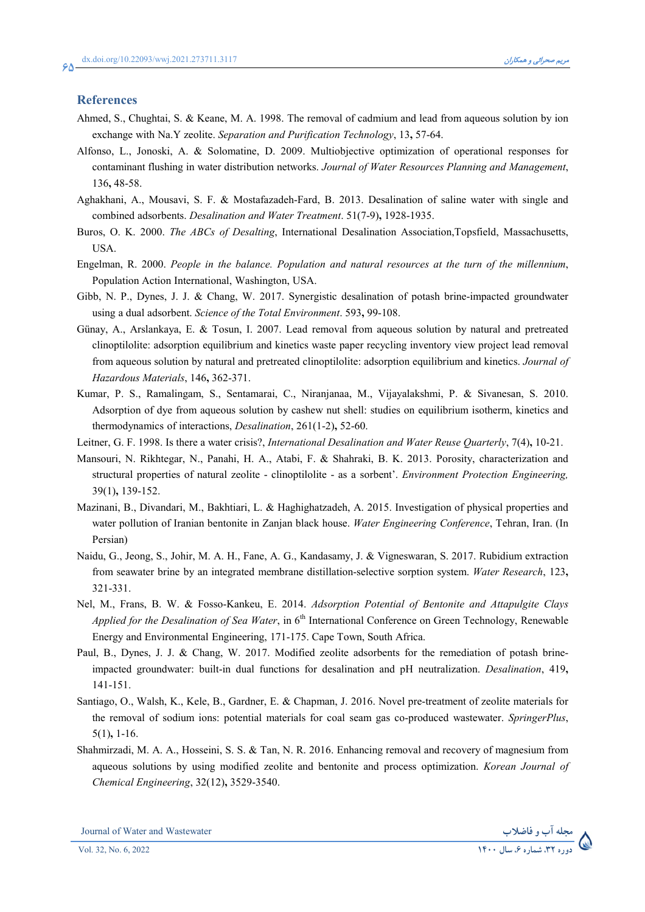## References

Ahmed, S., Chughtai, S. & Keane, M. A. 1998. The removal of cadmium and lead from aqueous solution by ion exchange with Na.Y zeolite. *Separation and Purification Technology*, 13**,** 57-64.

Alfonso, L., Jonoski, A. & Solomatine, D. 2009. Multiobjective optimization of operational responses for contaminant flushing in water distribution networks. *Journal of Water Resources Planning and Management*, 136**,** 48-58.

Aghakhani, A., Mousavi, S. F. & Mostafazadeh-Fard, B. 2013. Desalination of saline water with single and combined adsorbents. *Desalination and Water Treatment*. 51(7-9)**,** 1928-1935.

Buros, O. K. 2000. *The ABCs of Desalting*, International Desalination Association,Topsfield, Massachusetts, USA.

Engelman, R. 2000. *People in the balance. Population and natural resources at the turn of the millennium*, Population Action International, Washington, USA.

Gibb, N. P., Dynes, J. J. & Chang, W. 2017. Synergistic desalination of potash brine-impacted groundwater using a dual adsorbent. *Science of the Total Environment*. 593**,** 99-108.

Günay, A., Arslankaya, E. & Tosun, I. 2007. Lead removal from aqueous solution by natural and pretreated clinoptilolite: adsorption equilibrium and kinetics waste paper recycling inventory view project lead removal from aqueous solution by natural and pretreated clinoptilolite: adsorption equilibrium and kinetics. *Journal of Hazardous Materials*, 146**,** 362-371.

Kumar, P. S., Ramalingam, S., Sentamarai, C., Niranjanaa, M., Vijayalakshmi, P. & Sivanesan, S. 2010. Adsorption of dye from aqueous solution by cashew nut shell: studies on equilibrium isotherm, kinetics and thermodynamics of interactions, *Desalination*, 261(1-2)**,** 52-60.

Leitner, G. F. 1998. Is there a water crisis?, *International Desalination and Water Reuse Quarterly*, 7(4)**,** 10-21.

Mansouri, N. Rikhtegar, N., Panahi, H. A., Atabi, F. & Shahraki, B. K. 2013. Porosity, characterization and structural properties of natural zeolite - clinoptilolite - as a sorbent'. *Environment Protection Engineering,* 39(1)**,** 139-152.

Mazinani, B., Divandari, M., Bakhtiari, L. & Haghighatzadeh, A. 2015. Investigation of physical properties and water pollution of Iranian bentonite in Zanjan black house. *Water Engineering Conference*, Tehran, Iran. (In Persian)

Naidu, G., Jeong, S., Johir, M. A. H., Fane, A. G., Kandasamy, J. & Vigneswaran, S. 2017. Rubidium extraction from seawater brine by an integrated membrane distillation-selective sorption system. *Water Research*, 123**,** 321-331.

Nel, M., Frans, B. W. & Fosso-Kankeu, E. 2014. *Adsorption Potential of Bentonite and Attapulgite Clays Applied for the Desalination of Sea Water*, in 6th International Conference on Green Technology, Renewable Energy and Environmental Engineering, 171-175. Cape Town, South Africa.

Paul, B., Dynes, J. J. & Chang, W. 2017. Modified zeolite adsorbents for the remediation of potash brine-impacted groundwater: built-in dual functions for desalination and pH neutralization. *Desalination*, 419**,** 141-151.

Santiago, O., Walsh, K., Kele, B., Gardner, E. & Chapman, J. 2016. Novel pre-treatment of zeolite materials for the removal of sodium ions: potential materials for coal seam gas co-produced wastewater. *SpringerPlus*, 5(1)**,** 1-16.

Shahmirzadi, M. A. A., Hosseini, S. S. & Tan, N. R. 2016. Enhancing removal and recovery of magnesium from aqueous solutions by using modified zeolite and bentonite and process optimization. *Korean Journal of Chemical Engineering*, 32(12)**,** 3529-3540.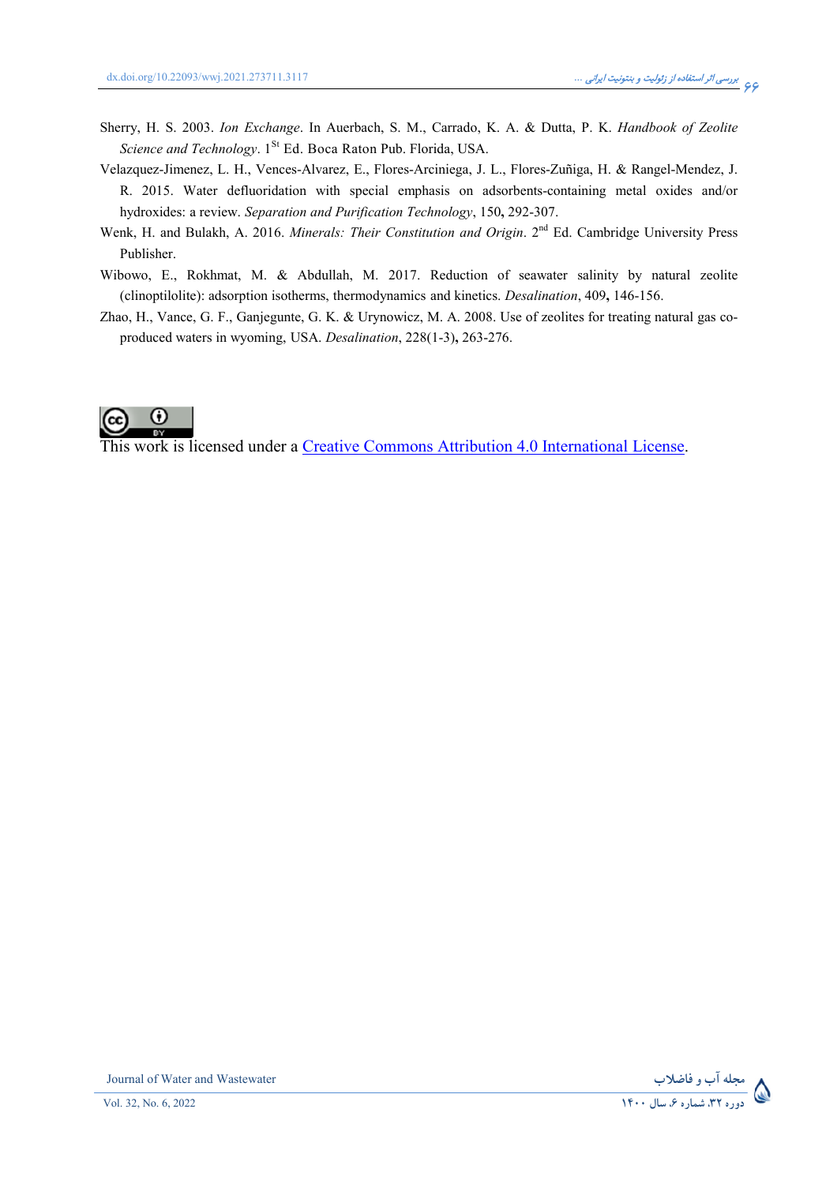Sherry, H. S. 2003. *Ion Exchange*. In Auerbach, S. M., Carrado, K. A. & Dutta, P. K. *Handbook of Zeolite Science and Technology*. 1St Ed. Boca Raton Pub. Florida, USA.

Velazquez-Jimenez, L. H., Vences-Alvarez, E., Flores-Arciniega, J. L., Flores-Zuñiga, H. & Rangel-Mendez, J. R. 2015. Water defluoridation with special emphasis on adsorbents-containing metal oxides and/or hydroxides: a review. *Separation and Purification Technology*, 150**,** 292-307.

Wenk, H. and Bulakh, A. 2016. *Minerals: Their Constitution and Origin*. 2nd Ed. Cambridge University Press Publisher.

Wibowo, E., Rokhmat, M. & Abdullah, M. 2017. Reduction of seawater salinity by natural zeolite (clinoptilolite): adsorption isotherms, thermodynamics and kinetics. *Desalination*, 409**,** 146-156.

Zhao, H., Vance, G. F., Ganjegunte, G. K. & Urynowicz, M. A. 2008. Use of zeolites for treating natural gas co-produced waters in wyoming, USA. *Desalination*, 228(1-3)**,** 263-276.

This work is licensed under a Creative Commons Attribution 4.0 International License.